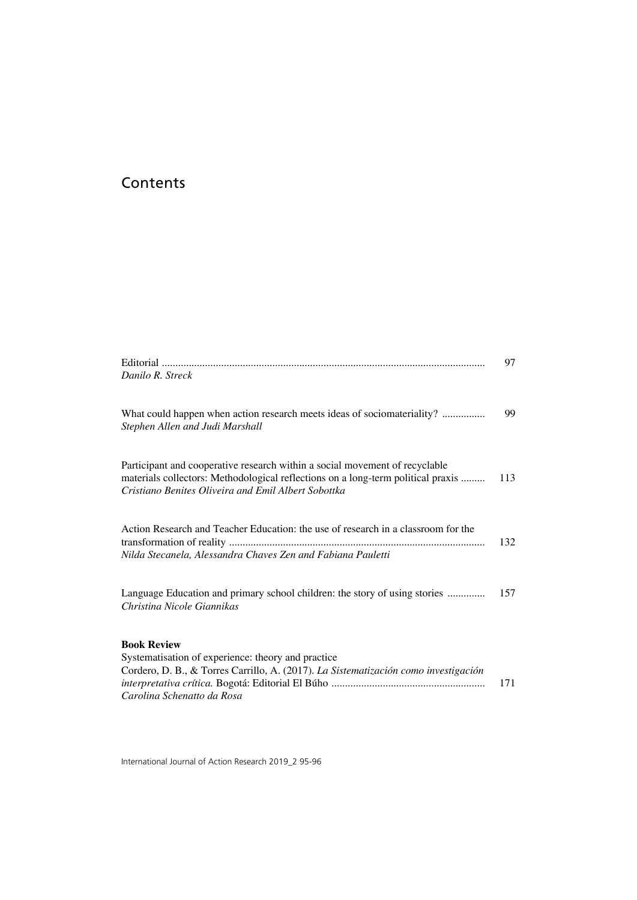# Contents

| | |
|---|---|
| Editorial ...................................................................................................................... <br>*Danilo R. Streck* | 97 |
| What could happen when action research meets ideas of sociomateriality? ................ <br>*Stephen Allen and Judi Marshall* | 99 |
| Participant and cooperative research within a social movement of recyclable materials collectors: Methodological reflections on a long-term political praxis ......... <br>*Cristiano Benites Oliveira and Emil Albert Sobottka* | 113 |
| Action Research and Teacher Education: the use of research in a classroom for the transformation of reality .............................................................................................. <br>*Nilda Stecanela, Alessandra Chaves Zen and Fabiana Pauletti* | 132 |
| Language Education and primary school children: the story of using stories .............. <br>*Christina Nicole Giannikas* | 157 |
| **Book Review** <br>Systematisation of experience: theory and practice <br>Cordero, D. B., & Torres Carrillo, A. (2017). *La Sistematización como investigación interpretativa crítica.* Bogotá: Editorial El Búho ......................................................... <br>*Carolina Schenatto da Rosa* | 171 |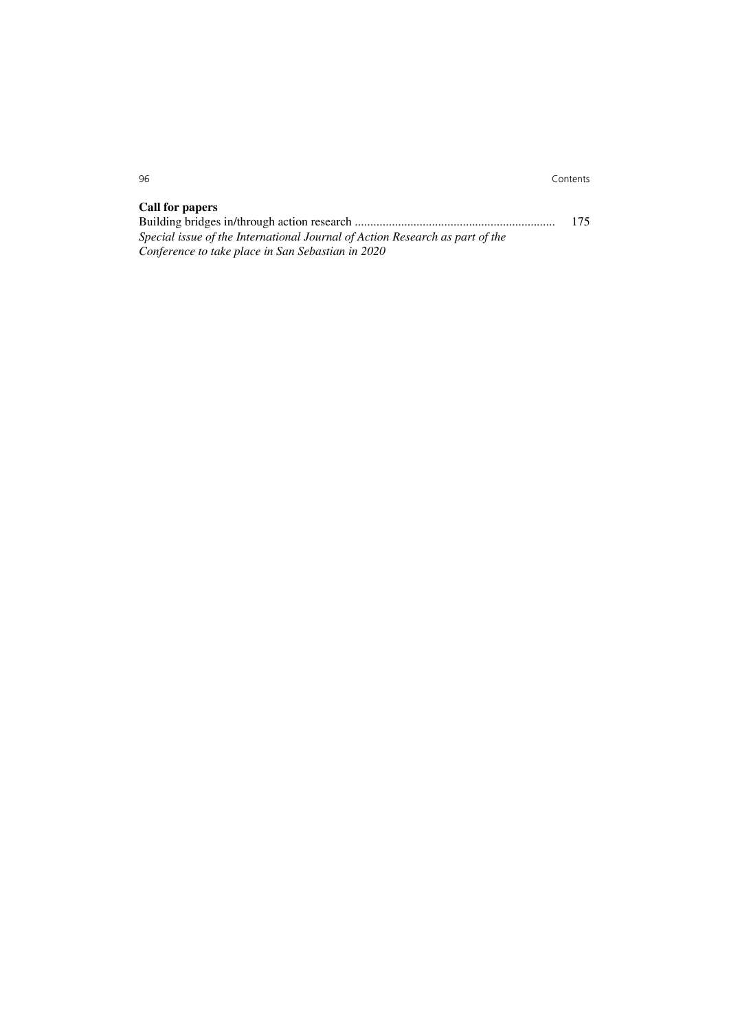**Call for papers**

Building bridges in/through action research ................................................................ 175

*Special issue of the International Journal of Action Research as part of the Conference to take place in San Sebastian in 2020*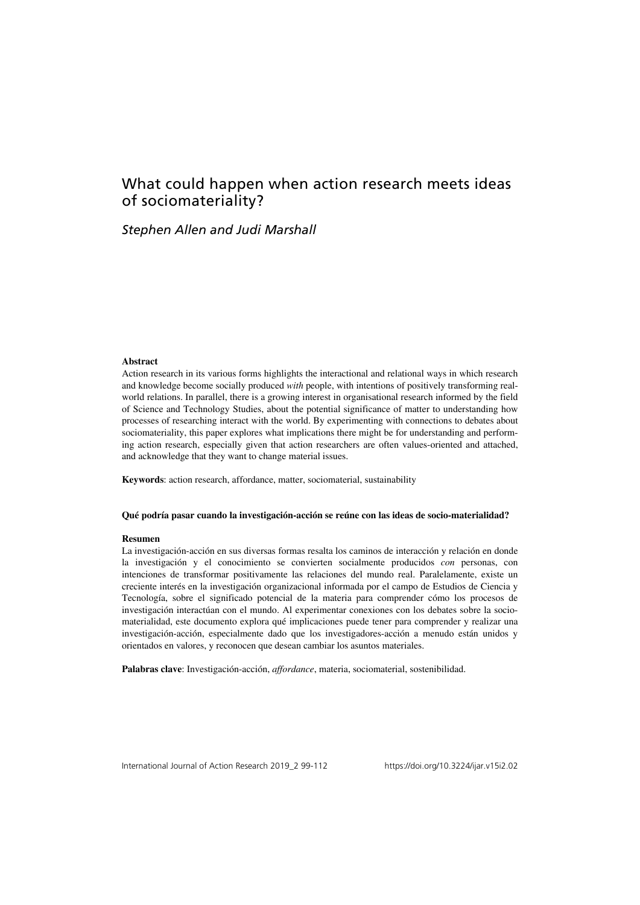# What could happen when action research meets ideas of sociomateriality?

*Stephen Allen and Judi Marshall*

**Abstract**

Action research in its various forms highlights the interactional and relational ways in which research and knowledge become socially produced *with* people, with intentions of positively transforming real-world relations. In parallel, there is a growing interest in organisational research informed by the field of Science and Technology Studies, about the potential significance of matter to understanding how processes of researching interact with the world. By experimenting with connections to debates about sociomateriality, this paper explores what implications there might be for understanding and performing action research, especially given that action researchers are often values-oriented and attached, and acknowledge that they want to change material issues.

**Keywords**: action research, affordance, matter, sociomaterial, sustainability

**Qué podría pasar cuando la investigación-acción se reúne con las ideas de socio-materialidad?**

**Resumen**

La investigación-acción en sus diversas formas resalta los caminos de interacción y relación en donde la investigación y el conocimiento se convierten socialmente producidos *con* personas, con intenciones de transformar positivamente las relaciones del mundo real. Paralelamente, existe un creciente interés en la investigación organizacional informada por el campo de Estudios de Ciencia y Tecnología, sobre el significado potencial de la materia para comprender cómo los procesos de investigación interactúan con el mundo. Al experimentar conexiones con los debates sobre la socio-materialidad, este documento explora qué implicaciones puede tener para comprender y realizar una investigación-acción, especialmente dado que los investigadores-acción a menudo están unidos y orientados en valores, y reconocen que desean cambiar los asuntos materiales.

**Palabras clave**: Investigación-acción, *affordance*, materia, sociomaterial, sostenibilidad.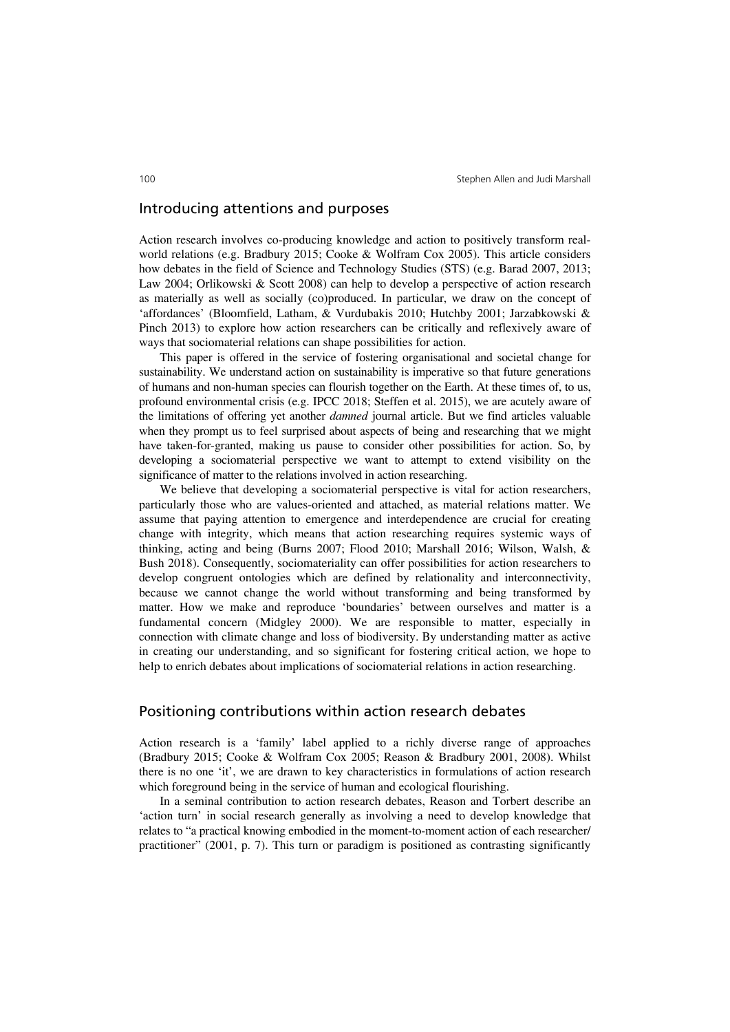## Introducing attentions and purposes

Action research involves co-producing knowledge and action to positively transform real-world relations (e.g. Bradbury 2015; Cooke & Wolfram Cox 2005). This article considers how debates in the field of Science and Technology Studies (STS) (e.g. Barad 2007, 2013; Law 2004; Orlikowski & Scott 2008) can help to develop a perspective of action research as materially as well as socially (co)produced. In particular, we draw on the concept of 'affordances' (Bloomfield, Latham, & Vurdubakis 2010; Hutchby 2001; Jarzabkowski & Pinch 2013) to explore how action researchers can be critically and reflexively aware of ways that sociomaterial relations can shape possibilities for action.

This paper is offered in the service of fostering organisational and societal change for sustainability. We understand action on sustainability is imperative so that future generations of humans and non-human species can flourish together on the Earth. At these times of, to us, profound environmental crisis (e.g. IPCC 2018; Steffen et al. 2015), we are acutely aware of the limitations of offering yet another *damned* journal article. But we find articles valuable when they prompt us to feel surprised about aspects of being and researching that we might have taken-for-granted, making us pause to consider other possibilities for action. So, by developing a sociomaterial perspective we want to attempt to extend visibility on the significance of matter to the relations involved in action researching.

We believe that developing a sociomaterial perspective is vital for action researchers, particularly those who are values-oriented and attached, as material relations matter. We assume that paying attention to emergence and interdependence are crucial for creating change with integrity, which means that action researching requires systemic ways of thinking, acting and being (Burns 2007; Flood 2010; Marshall 2016; Wilson, Walsh, & Bush 2018). Consequently, sociomateriality can offer possibilities for action researchers to develop congruent ontologies which are defined by relationality and interconnectivity, because we cannot change the world without transforming and being transformed by matter. How we make and reproduce 'boundaries' between ourselves and matter is a fundamental concern (Midgley 2000). We are responsible to matter, especially in connection with climate change and loss of biodiversity. By understanding matter as active in creating our understanding, and so significant for fostering critical action, we hope to help to enrich debates about implications of sociomaterial relations in action researching.

## Positioning contributions within action research debates

Action research is a 'family' label applied to a richly diverse range of approaches (Bradbury 2015; Cooke & Wolfram Cox 2005; Reason & Bradbury 2001, 2008). Whilst there is no one 'it', we are drawn to key characteristics in formulations of action research which foreground being in the service of human and ecological flourishing.

In a seminal contribution to action research debates, Reason and Torbert describe an 'action turn' in social research generally as involving a need to develop knowledge that relates to "a practical knowing embodied in the moment-to-moment action of each researcher/practitioner" (2001, p. 7). This turn or paradigm is positioned as contrasting significantly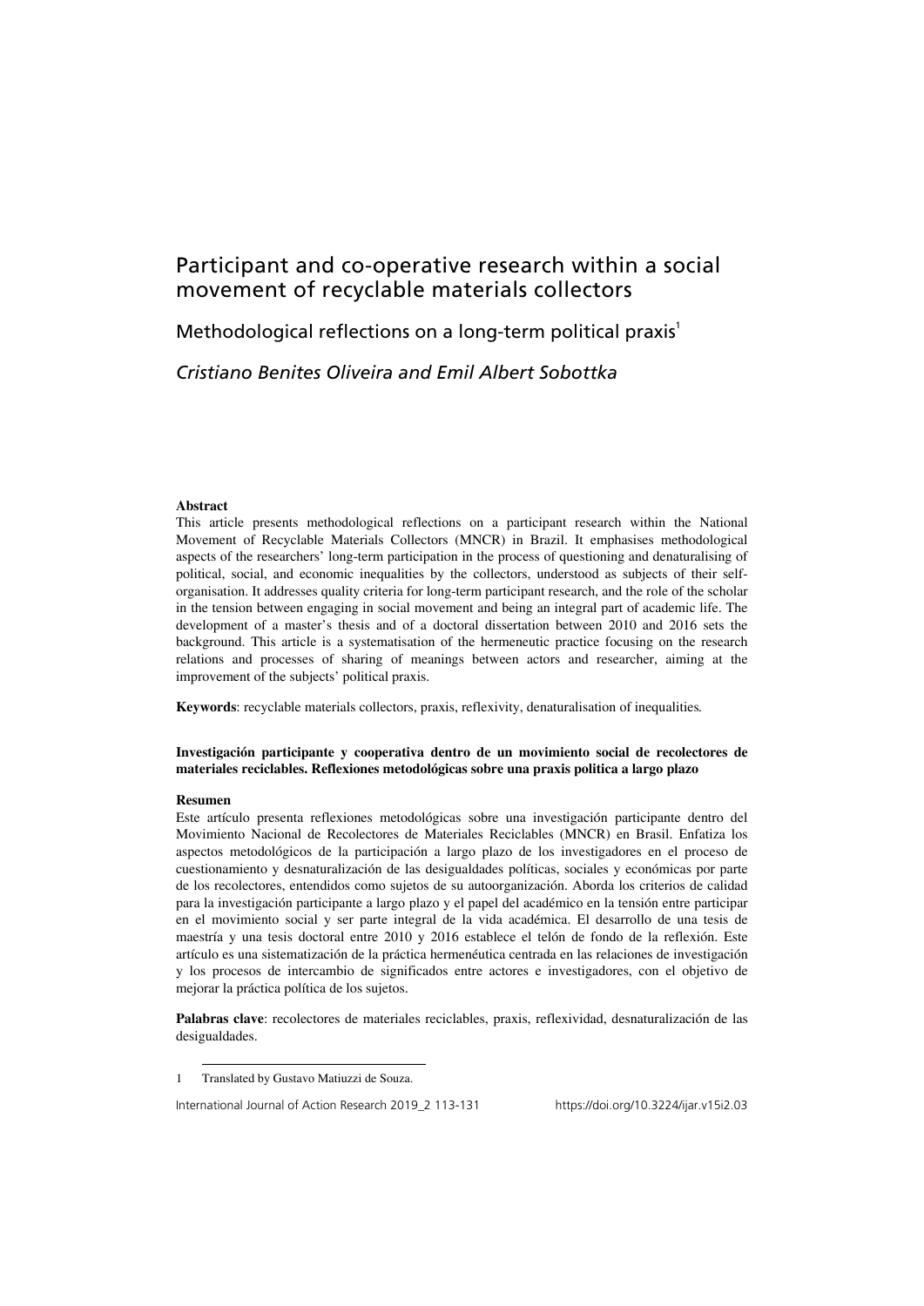# Participant and co-operative research within a social movement of recyclable materials collectors

## Methodological reflections on a long-term political praxis[1]

*Cristiano Benites Oliveira and Emil Albert Sobottka*

**Abstract**

This article presents methodological reflections on a participant research within the National Movement of Recyclable Materials Collectors (MNCR) in Brazil. It emphasises methodological aspects of the researchers' long-term participation in the process of questioning and denaturalising of political, social, and economic inequalities by the collectors, understood as subjects of their self-organisation. It addresses quality criteria for long-term participant research, and the role of the scholar in the tension between engaging in social movement and being an integral part of academic life. The development of a master's thesis and of a doctoral dissertation between 2010 and 2016 sets the background. This article is a systematisation of the hermeneutic practice focusing on the research relations and processes of sharing of meanings between actors and researcher, aiming at the improvement of the subjects' political praxis.

**Keywords**: recyclable materials collectors, praxis, reflexivity, denaturalisation of inequalities.

**Investigación participante y cooperativa dentro de un movimiento social de recolectores de materiales reciclables. Reflexiones metodológicas sobre una praxis politica a largo plazo**

**Resumen**

Este artículo presenta reflexiones metodológicas sobre una investigación participante dentro del Movimiento Nacional de Recolectores de Materiales Reciclables (MNCR) en Brasil. Enfatiza los aspectos metodológicos de la participación a largo plazo de los investigadores en el proceso de cuestionamiento y desnaturalización de las desigualdades políticas, sociales y económicas por parte de los recolectores, entendidos como sujetos de su autoorganización. Aborda los criterios de calidad para la investigación participante a largo plazo y el papel del académico en la tensión entre participar en el movimiento social y ser parte integral de la vida académica. El desarrollo de una tesis de maestría y una tesis doctoral entre 2010 y 2016 establece el telón de fondo de la reflexión. Este artículo es una sistematización de la práctica hermenéutica centrada en las relaciones de investigación y los procesos de intercambio de significados entre actores e investigadores, con el objetivo de mejorar la práctica política de los sujetos.

**Palabras clave**: recolectores de materiales reciclables, praxis, reflexividad, desnaturalización de las desigualdades.

[1] Translated by Gustavo Matiuzzi de Souza.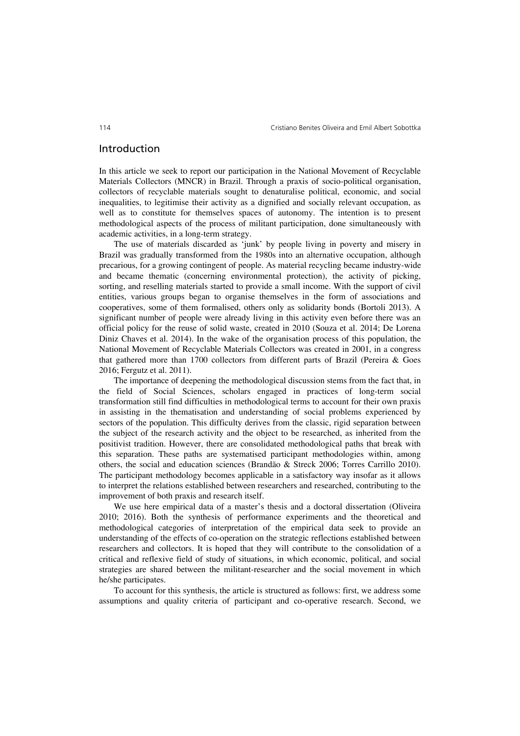## Introduction

In this article we seek to report our participation in the National Movement of Recyclable Materials Collectors (MNCR) in Brazil. Through a praxis of socio-political organisation, collectors of recyclable materials sought to denaturalise political, economic, and social inequalities, to legitimise their activity as a dignified and socially relevant occupation, as well as to constitute for themselves spaces of autonomy. The intention is to present methodological aspects of the process of militant participation, done simultaneously with academic activities, in a long-term strategy.

The use of materials discarded as 'junk' by people living in poverty and misery in Brazil was gradually transformed from the 1980s into an alternative occupation, although precarious, for a growing contingent of people. As material recycling became industry-wide and became thematic (concerning environmental protection), the activity of picking, sorting, and reselling materials started to provide a small income. With the support of civil entities, various groups began to organise themselves in the form of associations and cooperatives, some of them formalised, others only as solidarity bonds (Bortoli 2013). A significant number of people were already living in this activity even before there was an official policy for the reuse of solid waste, created in 2010 (Souza et al. 2014; De Lorena Diniz Chaves et al. 2014). In the wake of the organisation process of this population, the National Movement of Recyclable Materials Collectors was created in 2001, in a congress that gathered more than 1700 collectors from different parts of Brazil (Pereira & Goes 2016; Fergutz et al. 2011).

The importance of deepening the methodological discussion stems from the fact that, in the field of Social Sciences, scholars engaged in practices of long-term social transformation still find difficulties in methodological terms to account for their own praxis in assisting in the thematisation and understanding of social problems experienced by sectors of the population. This difficulty derives from the classic, rigid separation between the subject of the research activity and the object to be researched, as inherited from the positivist tradition. However, there are consolidated methodological paths that break with this separation. These paths are systematised participant methodologies within, among others, the social and education sciences (Brandão & Streck 2006; Torres Carrillo 2010). The participant methodology becomes applicable in a satisfactory way insofar as it allows to interpret the relations established between researchers and researched, contributing to the improvement of both praxis and research itself.

We use here empirical data of a master's thesis and a doctoral dissertation (Oliveira 2010; 2016). Both the synthesis of performance experiments and the theoretical and methodological categories of interpretation of the empirical data seek to provide an understanding of the effects of co-operation on the strategic reflections established between researchers and collectors. It is hoped that they will contribute to the consolidation of a critical and reflexive field of study of situations, in which economic, political, and social strategies are shared between the militant-researcher and the social movement in which he/she participates.

To account for this synthesis, the article is structured as follows: first, we address some assumptions and quality criteria of participant and co-operative research. Second, we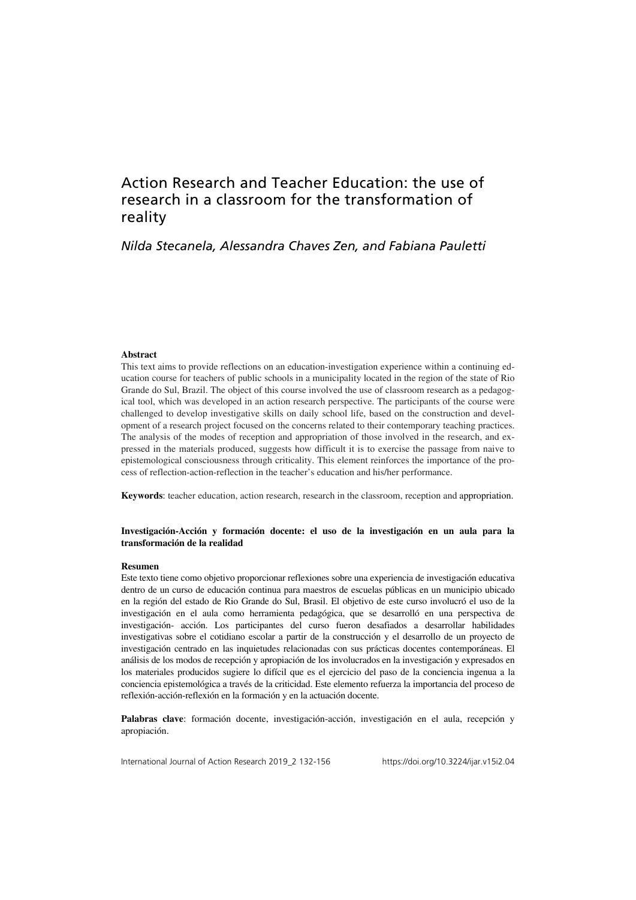# Action Research and Teacher Education: the use of research in a classroom for the transformation of reality

*Nilda Stecanela, Alessandra Chaves Zen, and Fabiana Pauletti*

**Abstract**

This text aims to provide reflections on an education-investigation experience within a continuing education course for teachers of public schools in a municipality located in the region of the state of Rio Grande do Sul, Brazil. The object of this course involved the use of classroom research as a pedagogical tool, which was developed in an action research perspective. The participants of the course were challenged to develop investigative skills on daily school life, based on the construction and development of a research project focused on the concerns related to their contemporary teaching practices. The analysis of the modes of reception and appropriation of those involved in the research, and expressed in the materials produced, suggests how difficult it is to exercise the passage from naive to epistemological consciousness through criticality. This element reinforces the importance of the process of reflection-action-reflection in the teacher's education and his/her performance.

**Keywords**: teacher education, action research, research in the classroom, reception and appropriation.

**Investigación-Acción y formación docente: el uso de la investigación en un aula para la transformación de la realidad**

**Resumen**

Este texto tiene como objetivo proporcionar reflexiones sobre una experiencia de investigación educativa dentro de un curso de educación continua para maestros de escuelas públicas en un municipio ubicado en la región del estado de Rio Grande do Sul, Brasil. El objetivo de este curso involucró el uso de la investigación en el aula como herramienta pedagógica, que se desarrolló en una perspectiva de investigación- acción. Los participantes del curso fueron desafiados a desarrollar habilidades investigativas sobre el cotidiano escolar a partir de la construcción y el desarrollo de un proyecto de investigación centrado en las inquietudes relacionadas con sus prácticas docentes contemporáneas. El análisis de los modos de recepción y apropiación de los involucrados en la investigación y expresados en los materiales producidos sugiere lo difícil que es el ejercicio del paso de la conciencia ingenua a la conciencia epistemológica a través de la criticidad. Este elemento refuerza la importancia del proceso de reflexión-acción-reflexión en la formación y en la actuación docente.

**Palabras clave**: formación docente, investigación-acción, investigación en el aula, recepción y apropiación.

International Journal of Action Research 2019_2 132-156 https://doi.org/10.3224/ijar.v15i2.04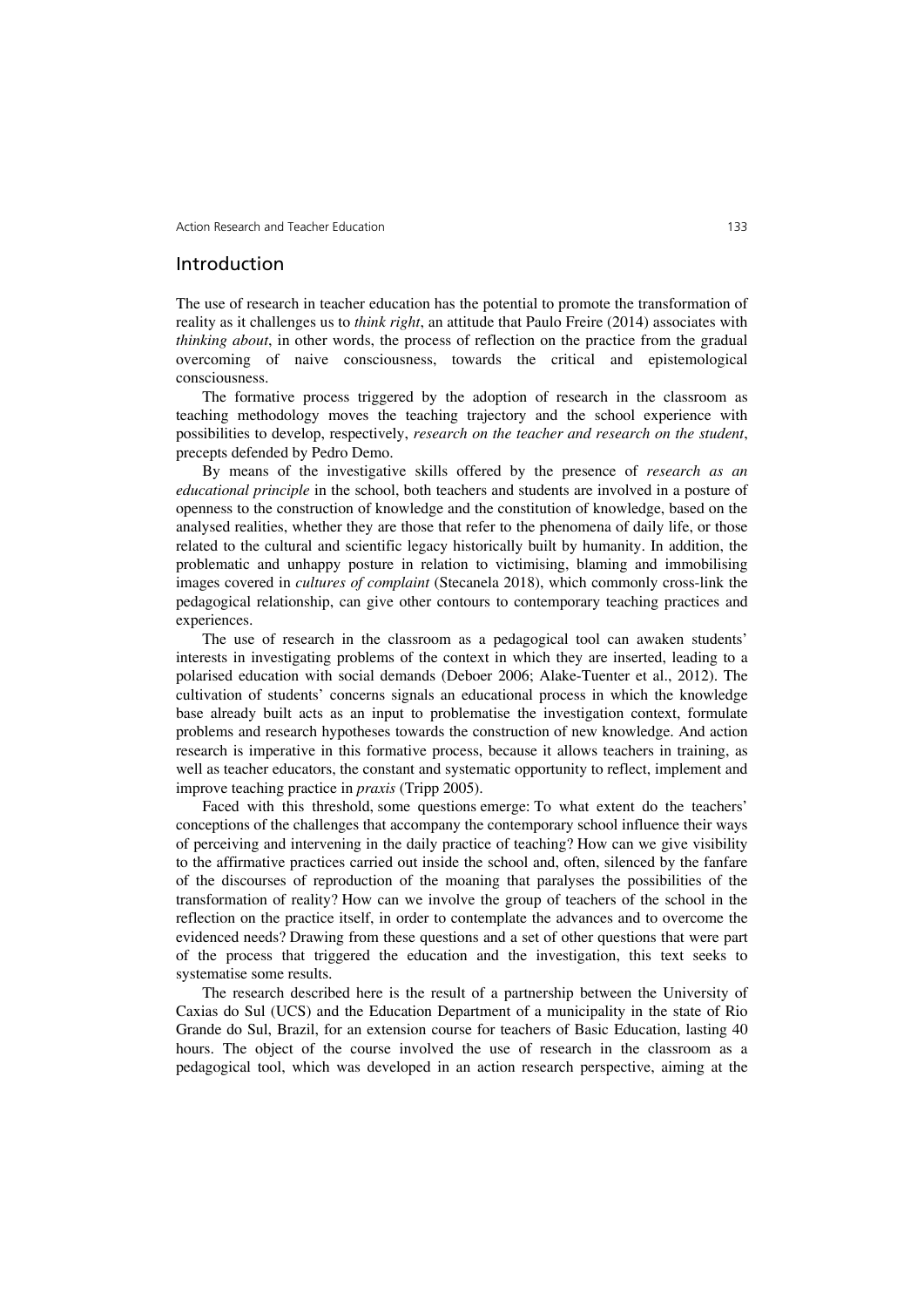## Introduction

The use of research in teacher education has the potential to promote the transformation of reality as it challenges us to *think right*, an attitude that Paulo Freire (2014) associates with *thinking about*, in other words, the process of reflection on the practice from the gradual overcoming of naive consciousness, towards the critical and epistemological consciousness.

The formative process triggered by the adoption of research in the classroom as teaching methodology moves the teaching trajectory and the school experience with possibilities to develop, respectively, *research on the teacher and research on the student*, precepts defended by Pedro Demo.

By means of the investigative skills offered by the presence of *research as an educational principle* in the school, both teachers and students are involved in a posture of openness to the construction of knowledge and the constitution of knowledge, based on the analysed realities, whether they are those that refer to the phenomena of daily life, or those related to the cultural and scientific legacy historically built by humanity. In addition, the problematic and unhappy posture in relation to victimising, blaming and immobilising images covered in *cultures of complaint* (Stecanela 2018), which commonly cross-link the pedagogical relationship, can give other contours to contemporary teaching practices and experiences.

The use of research in the classroom as a pedagogical tool can awaken students' interests in investigating problems of the context in which they are inserted, leading to a polarised education with social demands (Deboer 2006; Alake-Tuenter et al., 2012). The cultivation of students' concerns signals an educational process in which the knowledge base already built acts as an input to problematise the investigation context, formulate problems and research hypotheses towards the construction of new knowledge. And action research is imperative in this formative process, because it allows teachers in training, as well as teacher educators, the constant and systematic opportunity to reflect, implement and improve teaching practice in *praxis* (Tripp 2005).

Faced with this threshold, some questions emerge: To what extent do the teachers' conceptions of the challenges that accompany the contemporary school influence their ways of perceiving and intervening in the daily practice of teaching? How can we give visibility to the affirmative practices carried out inside the school and, often, silenced by the fanfare of the discourses of reproduction of the moaning that paralyses the possibilities of the transformation of reality? How can we involve the group of teachers of the school in the reflection on the practice itself, in order to contemplate the advances and to overcome the evidenced needs? Drawing from these questions and a set of other questions that were part of the process that triggered the education and the investigation, this text seeks to systematise some results.

The research described here is the result of a partnership between the University of Caxias do Sul (UCS) and the Education Department of a municipality in the state of Rio Grande do Sul, Brazil, for an extension course for teachers of Basic Education, lasting 40 hours. The object of the course involved the use of research in the classroom as a pedagogical tool, which was developed in an action research perspective, aiming at the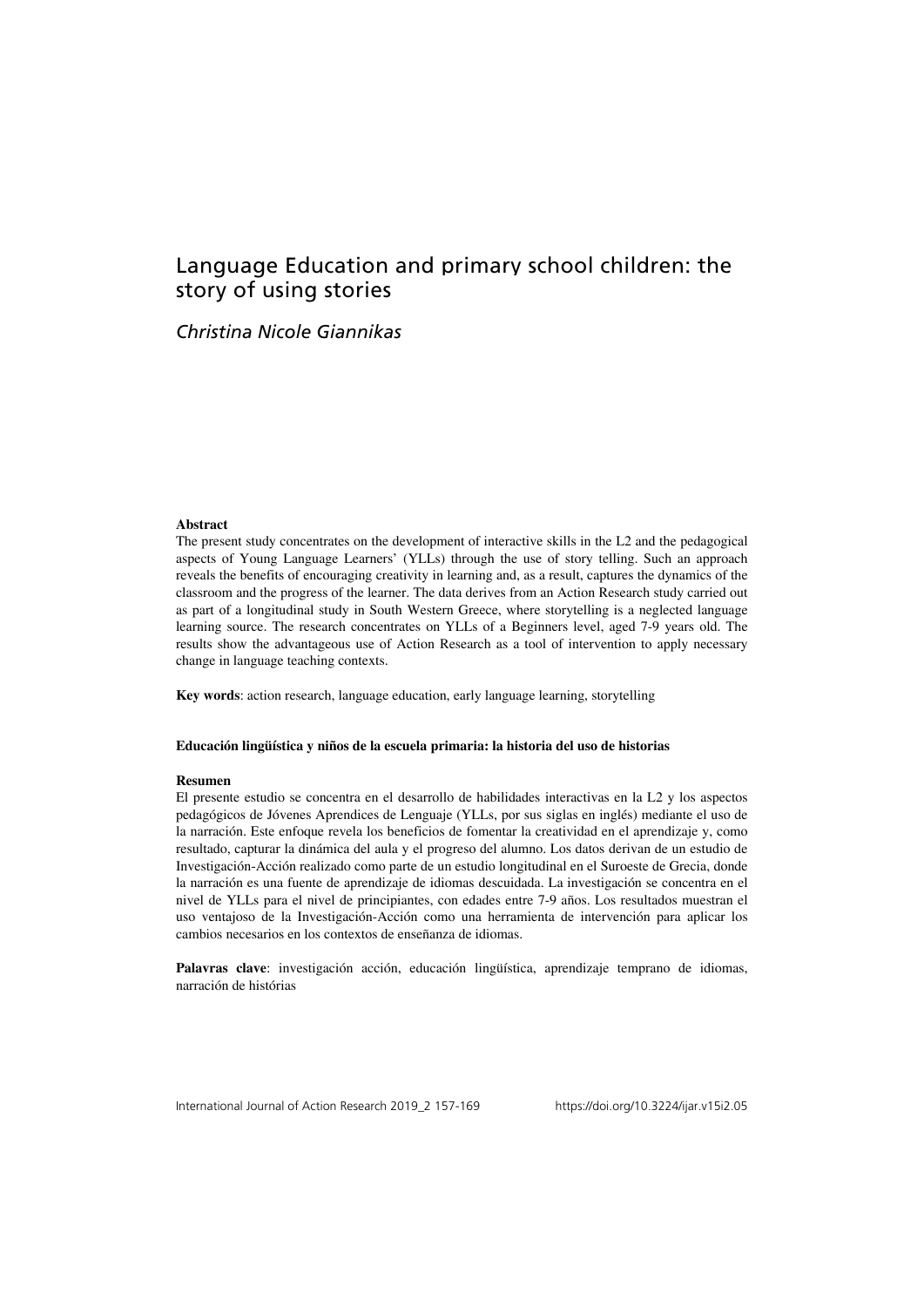# Language Education and primary school children: the story of using stories

*Christina Nicole Giannikas*

**Abstract**

The present study concentrates on the development of interactive skills in the L2 and the pedagogical aspects of Young Language Learners' (YLLs) through the use of story telling. Such an approach reveals the benefits of encouraging creativity in learning and, as a result, captures the dynamics of the classroom and the progress of the learner. The data derives from an Action Research study carried out as part of a longitudinal study in South Western Greece, where storytelling is a neglected language learning source. The research concentrates on YLLs of a Beginners level, aged 7-9 years old. The results show the advantageous use of Action Research as a tool of intervention to apply necessary change in language teaching contexts.

**Key words**: action research, language education, early language learning, storytelling

**Educación lingüística y niños de la escuela primaria: la historia del uso de historias**

**Resumen**

El presente estudio se concentra en el desarrollo de habilidades interactivas en la L2 y los aspectos pedagógicos de Jóvenes Aprendices de Lenguaje (YLLs, por sus siglas en inglés) mediante el uso de la narración. Este enfoque revela los beneficios de fomentar la creatividad en el aprendizaje y, como resultado, capturar la dinámica del aula y el progreso del alumno. Los datos derivan de un estudio de Investigación-Acción realizado como parte de un estudio longitudinal en el Suroeste de Grecia, donde la narración es una fuente de aprendizaje de idiomas descuidada. La investigación se concentra en el nivel de YLLs para el nivel de principiantes, con edades entre 7-9 años. Los resultados muestran el uso ventajoso de la Investigación-Acción como una herramienta de intervención para aplicar los cambios necesarios en los contextos de enseñanza de idiomas.

**Palavras clave**: investigación acción, educación lingüística, aprendizaje temprano de idiomas, narración de histórias

International Journal of Action Research 2019_2 157-169 https://doi.org/10.3224/ijar.v15i2.05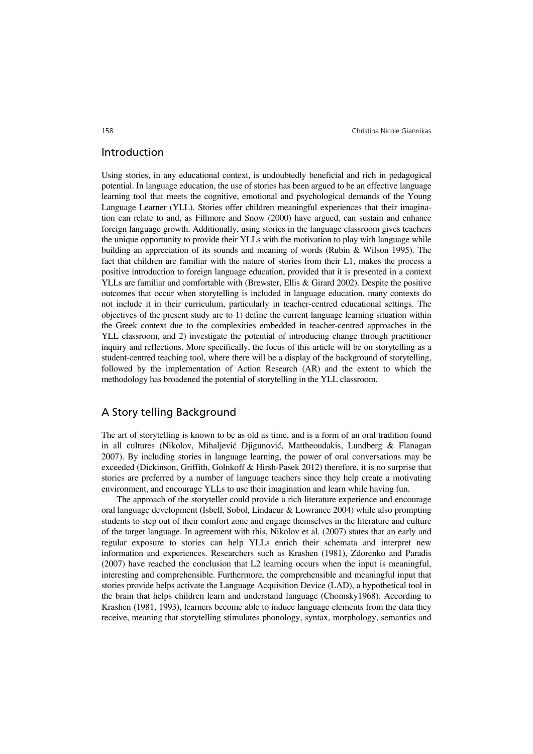## Introduction

Using stories, in any educational context, is undoubtedly beneficial and rich in pedagogical potential. In language education, the use of stories has been argued to be an effective language learning tool that meets the cognitive, emotional and psychological demands of the Young Language Learner (YLL). Stories offer children meaningful experiences that their imagination can relate to and, as Fillmore and Snow (2000) have argued, can sustain and enhance foreign language growth. Additionally, using stories in the language classroom gives teachers the unique opportunity to provide their YLLs with the motivation to play with language while building an appreciation of its sounds and meaning of words (Rubin & Wilson 1995). The fact that children are familiar with the nature of stories from their L1, makes the process a positive introduction to foreign language education, provided that it is presented in a context YLLs are familiar and comfortable with (Brewster, Ellis & Girard 2002). Despite the positive outcomes that occur when storytelling is included in language education, many contexts do not include it in their curriculum, particularly in teacher-centred educational settings. The objectives of the present study are to 1) define the current language learning situation within the Greek context due to the complexities embedded in teacher-centred approaches in the YLL classroom, and 2) investigate the potential of introducing change through practitioner inquiry and reflections. More specifically, the focus of this article will be on storytelling as a student-centred teaching tool, where there will be a display of the background of storytelling, followed by the implementation of Action Research (AR) and the extent to which the methodology has broadened the potential of storytelling in the YLL classroom.

## A Story telling Background

The art of storytelling is known to be as old as time, and is a form of an oral tradition found in all cultures (Nikolov, Mihaljević Djigunović, Mattheoudakis, Lundberg & Flanagan 2007). By including stories in language learning, the power of oral conversations may be exceeded (Dickinson, Griffith, Golnkoff & Hirsh-Pasek 2012) therefore, it is no surprise that stories are preferred by a number of language teachers since they help create a motivating environment, and encourage YLLs to use their imagination and learn while having fun.

The approach of the storyteller could provide a rich literature experience and encourage oral language development (Isbell, Sobol, Lindaeur & Lowrance 2004) while also prompting students to step out of their comfort zone and engage themselves in the literature and culture of the target language. In agreement with this, Nikolov et al. (2007) states that an early and regular exposure to stories can help YLLs enrich their schemata and interpret new information and experiences. Researchers such as Krashen (1981), Zdorenko and Paradis (2007) have reached the conclusion that L2 learning occurs when the input is meaningful, interesting and comprehensible. Furthermore, the comprehensible and meaningful input that stories provide helps activate the Language Acquisition Device (LAD), a hypothetical tool in the brain that helps children learn and understand language (Chomsky1968). According to Krashen (1981, 1993), learners become able to induce language elements from the data they receive, meaning that storytelling stimulates phonology, syntax, morphology, semantics and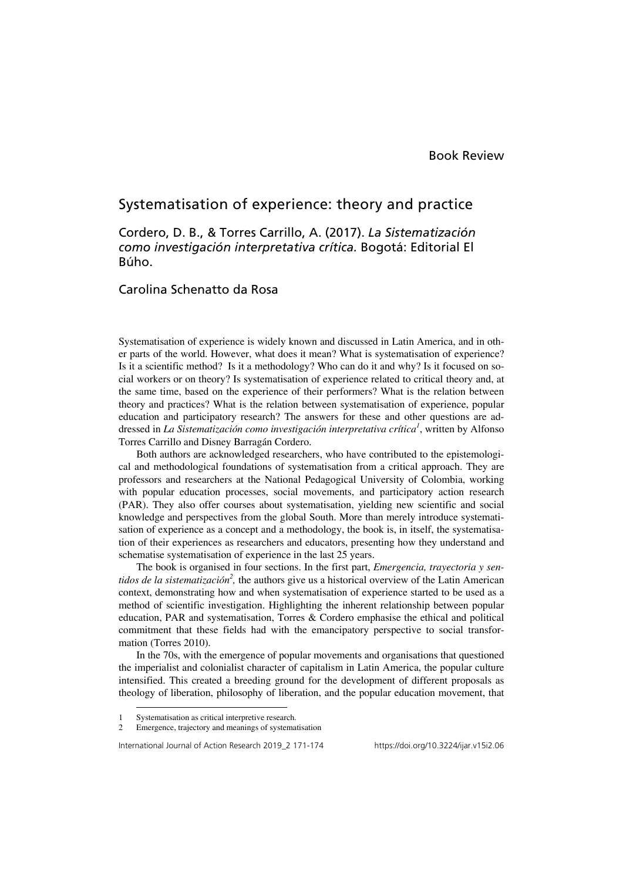Book Review

# Systematisation of experience: theory and practice

## Cordero, D. B., & Torres Carrillo, A. (2017). *La Sistematización como investigación interpretativa crítica.* Bogotá: Editorial El Búho.

### Carolina Schenatto da Rosa

Systematisation of experience is widely known and discussed in Latin America, and in other parts of the world. However, what does it mean? What is systematisation of experience? Is it a scientific method? Is it a methodology? Who can do it and why? Is it focused on social workers or on theory? Is systematisation of experience related to critical theory and, at the same time, based on the experience of their performers? What is the relation between theory and practices? What is the relation between systematisation of experience, popular education and participatory research? The answers for these and other questions are addressed in *La Sistematización como investigación interpretativa crítica*[1], written by Alfonso Torres Carrillo and Disney Barragán Cordero.

Both authors are acknowledged researchers, who have contributed to the epistemological and methodological foundations of systematisation from a critical approach. They are professors and researchers at the National Pedagogical University of Colombia, working with popular education processes, social movements, and participatory action research (PAR). They also offer courses about systematisation, yielding new scientific and social knowledge and perspectives from the global South. More than merely introduce systematisation of experience as a concept and a methodology, the book is, in itself, the systematisation of their experiences as researchers and educators, presenting how they understand and schematise systematisation of experience in the last 25 years.

The book is organised in four sections. In the first part, *Emergencia, trayectoria y sentidos de la sistematización*[2], the authors give us a historical overview of the Latin American context, demonstrating how and when systematisation of experience started to be used as a method of scientific investigation. Highlighting the inherent relationship between popular education, PAR and systematisation, Torres & Cordero emphasise the ethical and political commitment that these fields had with the emancipatory perspective to social transformation (Torres 2010).

In the 70s, with the emergence of popular movements and organisations that questioned the imperialist and colonialist character of capitalism in Latin America, the popular culture intensified. This created a breeding ground for the development of different proposals as theology of liberation, philosophy of liberation, and the popular education movement, that

---

1 Systematisation as critical interpretive research.

2 Emergence, trajectory and meanings of systematisation